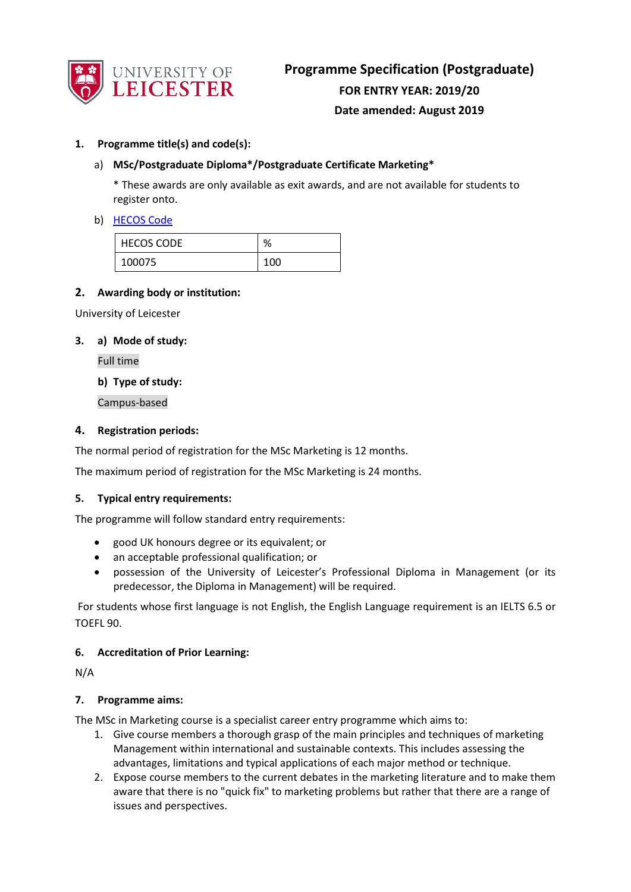# Programme Specification (Postgraduate)

**FOR ENTRY YEAR: 2019/20**

**Date amended: August 2019**

## 1. Programme title(s) and code(s):

a) **MSc/Postgraduate Diploma*/Postgraduate Certificate Marketing***

\* These awards are only available as exit awards, and are not available for students to register onto.

b) HECOS Code

| HECOS CODE | % |
|---|---|
| 100075 | 100 |

## 2. Awarding body or institution:

University of Leicester

## 3. a) Mode of study:

Full time

**b) Type of study:**

Campus-based

## 4. Registration periods:

The normal period of registration for the MSc Marketing is 12 months.

The maximum period of registration for the MSc Marketing is 24 months.

## 5. Typical entry requirements:

The programme will follow standard entry requirements:

- good UK honours degree or its equivalent; or
- an acceptable professional qualification; or
- possession of the University of Leicester's Professional Diploma in Management (or its predecessor, the Diploma in Management) will be required.

For students whose first language is not English, the English Language requirement is an IELTS 6.5 or TOEFL 90.

## 6. Accreditation of Prior Learning:

N/A

## 7. Programme aims:

The MSc in Marketing course is a specialist career entry programme which aims to:

1. Give course members a thorough grasp of the main principles and techniques of marketing Management within international and sustainable contexts. This includes assessing the advantages, limitations and typical applications of each major method or technique.
2. Expose course members to the current debates in the marketing literature and to make them aware that there is no "quick fix" to marketing problems but rather that there are a range of issues and perspectives.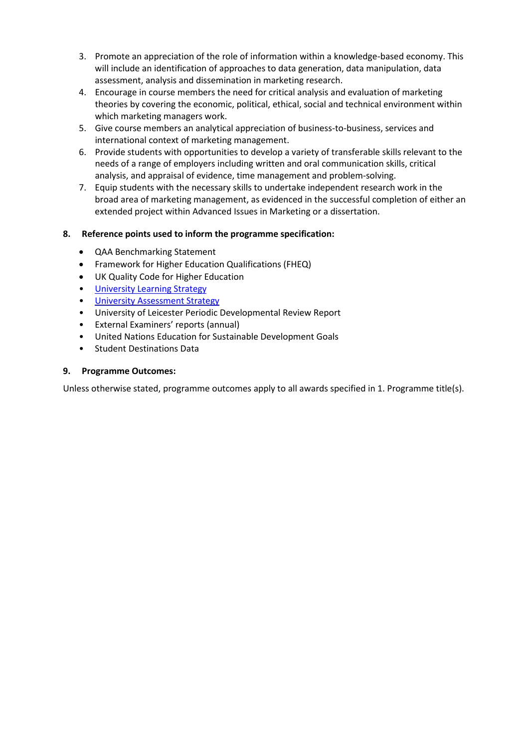3. Promote an appreciation of the role of information within a knowledge-based economy. This will include an identification of approaches to data generation, data manipulation, data assessment, analysis and dissemination in marketing research.
4. Encourage in course members the need for critical analysis and evaluation of marketing theories by covering the economic, political, ethical, social and technical environment within which marketing managers work.
5. Give course members an analytical appreciation of business-to-business, services and international context of marketing management.
6. Provide students with opportunities to develop a variety of transferable skills relevant to the needs of a range of employers including written and oral communication skills, critical analysis, and appraisal of evidence, time management and problem-solving.
7. Equip students with the necessary skills to undertake independent research work in the broad area of marketing management, as evidenced in the successful completion of either an extended project within Advanced Issues in Marketing or a dissertation.

## 8. Reference points used to inform the programme specification:

- QAA Benchmarking Statement
- Framework for Higher Education Qualifications (FHEQ)
- UK Quality Code for Higher Education
- University Learning Strategy
- University Assessment Strategy
- University of Leicester Periodic Developmental Review Report
- External Examiners' reports (annual)
- United Nations Education for Sustainable Development Goals
- Student Destinations Data

## 9. Programme Outcomes:

Unless otherwise stated, programme outcomes apply to all awards specified in 1. Programme title(s).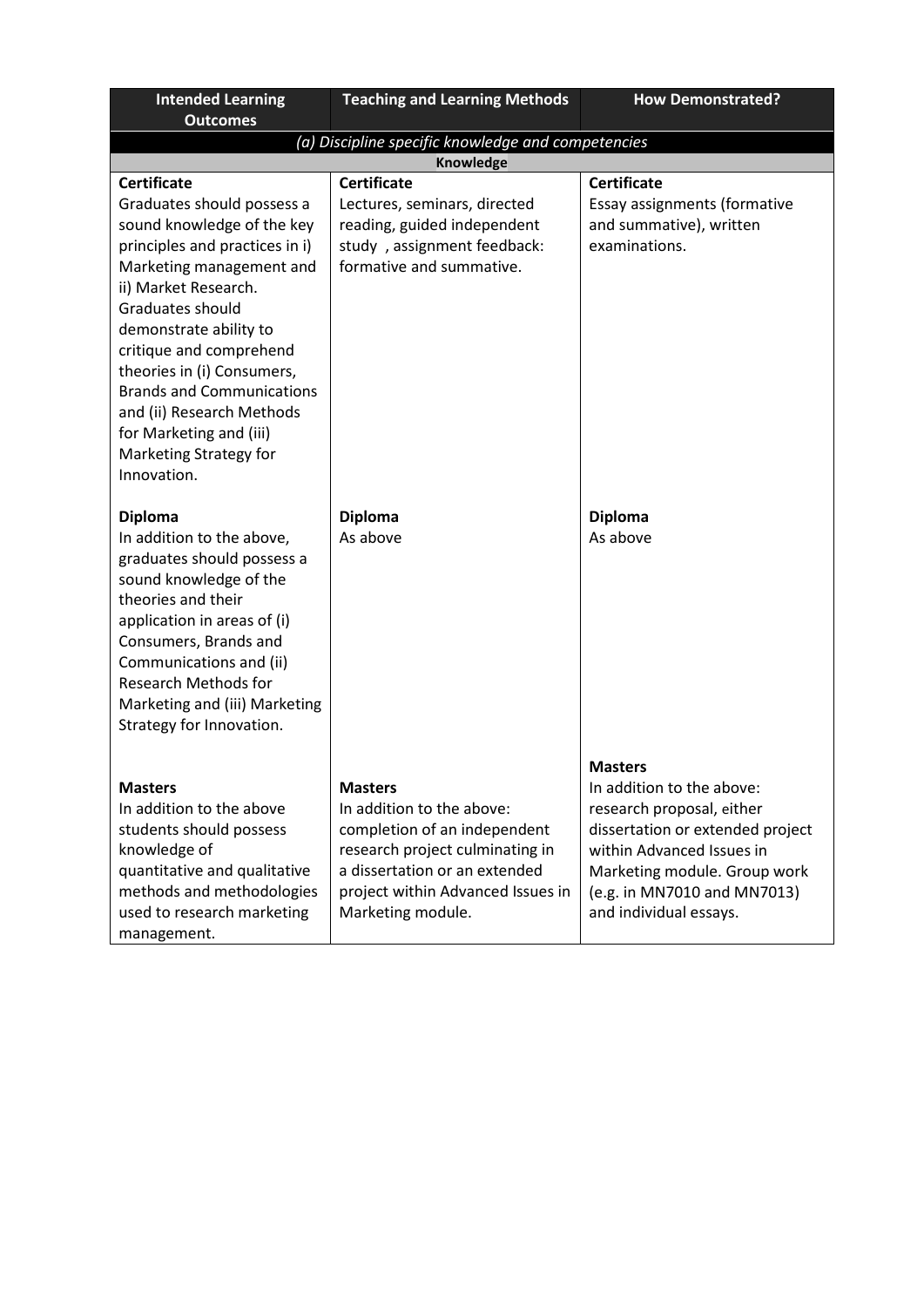| Intended Learning Outcomes | Teaching and Learning Methods | How Demonstrated? |
|---|---|---|
| *(a) Discipline specific knowledge and competencies* | | |
| **Knowledge** | | |
| **Certificate**<br>Graduates should possess a sound knowledge of the key principles and practices in i) Marketing management and ii) Market Research. Graduates should demonstrate ability to critique and comprehend theories in (i) Consumers, Brands and Communications and (ii) Research Methods for Marketing and (iii) Marketing Strategy for Innovation. | **Certificate**<br>Lectures, seminars, directed reading, guided independent study , assignment feedback: formative and summative. | **Certificate**<br>Essay assignments (formative and summative), written examinations. |
| **Diploma**<br>In addition to the above, graduates should possess a sound knowledge of the theories and their application in areas of (i) Consumers, Brands and Communications and (ii) Research Methods for Marketing and (iii) Marketing Strategy for Innovation. | **Diploma**<br>As above | **Diploma**<br>As above |
| **Masters**<br>In addition to the above students should possess knowledge of quantitative and qualitative methods and methodologies used to research marketing management. | **Masters**<br>In addition to the above: completion of an independent research project culminating in a dissertation or an extended project within Advanced Issues in Marketing module. | **Masters**<br>In addition to the above: research proposal, either dissertation or extended project within Advanced Issues in Marketing module. Group work (e.g. in MN7010 and MN7013) and individual essays. |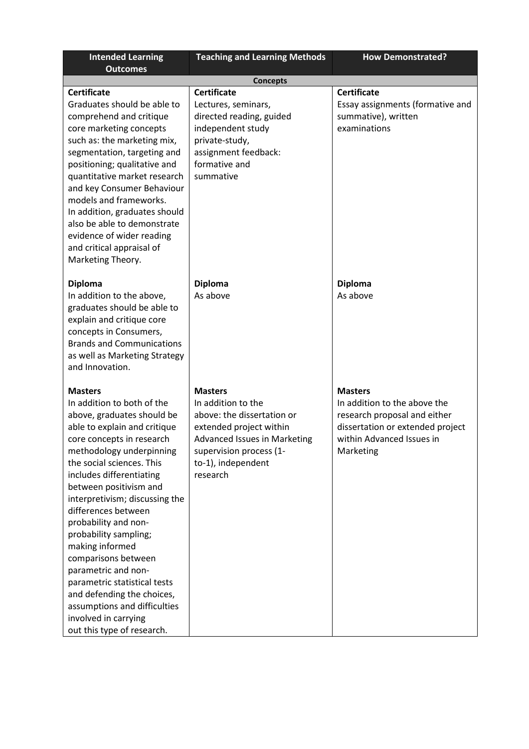| Intended Learning Outcomes | Teaching and Learning Methods | How Demonstrated? |
|---|---|---|
| **Concepts** | | |
| **Certificate** Graduates should be able to comprehend and critique core marketing concepts such as: the marketing mix, segmentation, targeting and positioning; qualitative and quantitative market research and key Consumer Behaviour models and frameworks. In addition, graduates should also be able to demonstrate evidence of wider reading and critical appraisal of Marketing Theory. | **Certificate** Lectures, seminars, directed reading, guided independent study private-study, assignment feedback: formative and summative | **Certificate** Essay assignments (formative and summative), written examinations |
| **Diploma** In addition to the above, graduates should be able to explain and critique core concepts in Consumers, Brands and Communications as well as Marketing Strategy and Innovation. | **Diploma** As above | **Diploma** As above |
| **Masters** In addition to both of the above, graduates should be able to explain and critique core concepts in research methodology underpinning the social sciences. This includes differentiating between positivism and interpretivism; discussing the differences between probability and non-probability sampling; making informed comparisons between parametric and non-parametric statistical tests and defending the choices, assumptions and difficulties involved in carrying out this type of research. | **Masters** In addition to the above: the dissertation or extended project within Advanced Issues in Marketing supervision process (1-to-1), independent research | **Masters** In addition to the above the research proposal and either dissertation or extended project within Advanced Issues in Marketing |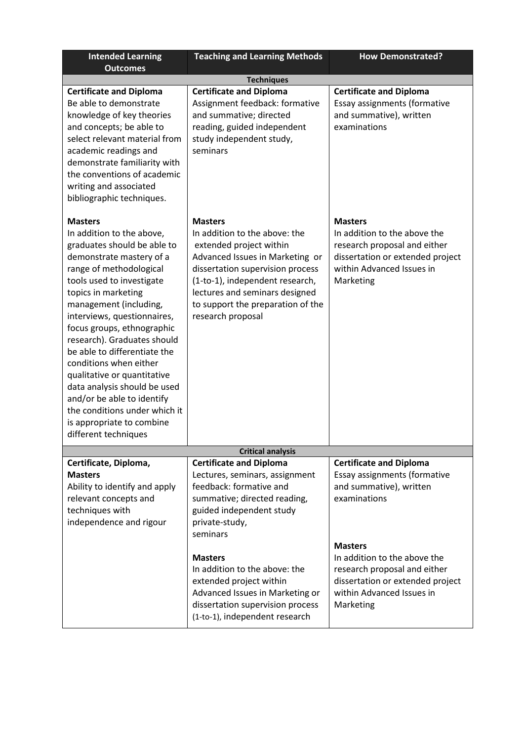| Intended Learning Outcomes | Teaching and Learning Methods | How Demonstrated? |
| --- | --- | --- |
| **Techniques** | | |
| **Certificate and Diploma**<br>Be able to demonstrate knowledge of key theories and concepts; be able to select relevant material from academic readings and demonstrate familiarity with the conventions of academic writing and associated bibliographic techniques. | **Certificate and Diploma**<br>Assignment feedback: formative and summative; directed reading, guided independent study independent study, seminars | **Certificate and Diploma**<br>Essay assignments (formative and summative), written examinations |
| **Masters**<br>In addition to the above, graduates should be able to demonstrate mastery of a range of methodological tools used to investigate topics in marketing management (including, interviews, questionnaires, focus groups, ethnographic research). Graduates should be able to differentiate the conditions when either qualitative or quantitative data analysis should be used and/or be able to identify the conditions under which it is appropriate to combine different techniques | **Masters**<br>In addition to the above: the extended project within Advanced Issues in Marketing or dissertation supervision process (1-to-1), independent research, lectures and seminars designed to support the preparation of the research proposal | **Masters**<br>In addition to the above the research proposal and either dissertation or extended project within Advanced Issues in Marketing |
| **Critical analysis** | | |
| **Certificate, Diploma, Masters**<br>Ability to identify and apply relevant concepts and techniques with independence and rigour | **Certificate and Diploma**<br>Lectures, seminars, assignment feedback: formative and summative; directed reading, guided independent study private-study, seminars<br><br>**Masters**<br>In addition to the above: the extended project within Advanced Issues in Marketing or dissertation supervision process (1-to-1), independent research | **Certificate and Diploma**<br>Essay assignments (formative and summative), written examinations<br><br>**Masters**<br>In addition to the above the research proposal and either dissertation or extended project within Advanced Issues in Marketing |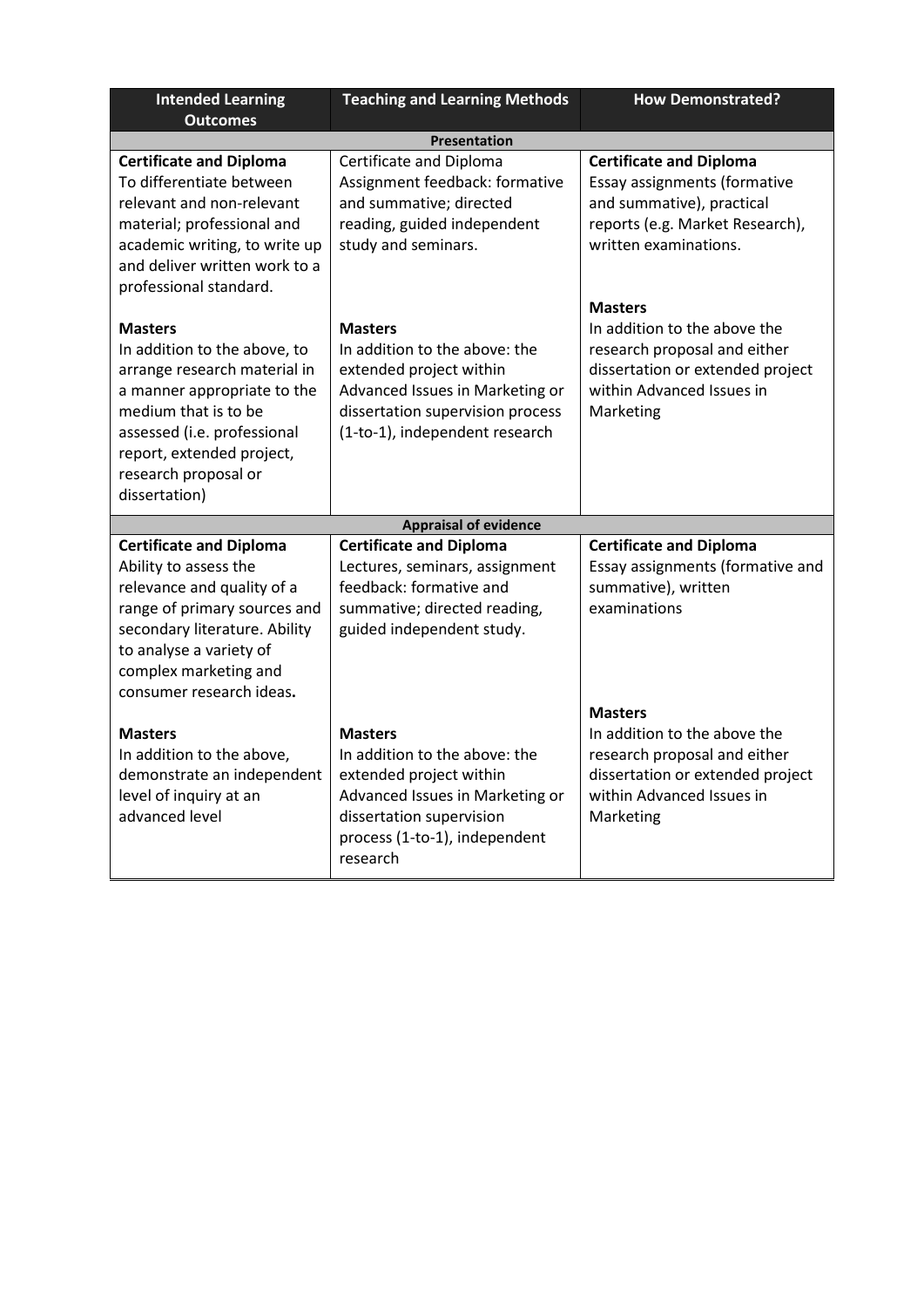| Intended Learning Outcomes | Teaching and Learning Methods | How Demonstrated? |
|---|---|---|
| **Presentation** | | |
| **Certificate and Diploma**<br>To differentiate between relevant and non-relevant material; professional and academic writing, to write up and deliver written work to a professional standard.<br><br>**Masters**<br>In addition to the above, to arrange research material in a manner appropriate to the medium that is to be assessed (i.e. professional report, extended project, research proposal or dissertation) | Certificate and Diploma<br>Assignment feedback: formative and summative; directed reading, guided independent study and seminars.<br><br>**Masters**<br>In addition to the above: the extended project within Advanced Issues in Marketing or dissertation supervision process (1-to-1), independent research | **Certificate and Diploma**<br>Essay assignments (formative and summative), practical reports (e.g. Market Research), written examinations.<br><br>**Masters**<br>In addition to the above the research proposal and either dissertation or extended project within Advanced Issues in Marketing |
| **Appraisal of evidence** | | |
| **Certificate and Diploma**<br>Ability to assess the relevance and quality of a range of primary sources and secondary literature. Ability to analyse a variety of complex marketing and consumer research ideas**.**<br><br>**Masters**<br>In addition to the above, demonstrate an independent level of inquiry at an advanced level | **Certificate and Diploma**<br>Lectures, seminars, assignment feedback: formative and summative; directed reading, guided independent study.<br><br>**Masters**<br>In addition to the above: the extended project within Advanced Issues in Marketing or dissertation supervision process (1-to-1), independent research | **Certificate and Diploma**<br>Essay assignments (formative and summative), written examinations<br><br>**Masters**<br>In addition to the above the research proposal and either dissertation or extended project within Advanced Issues in Marketing |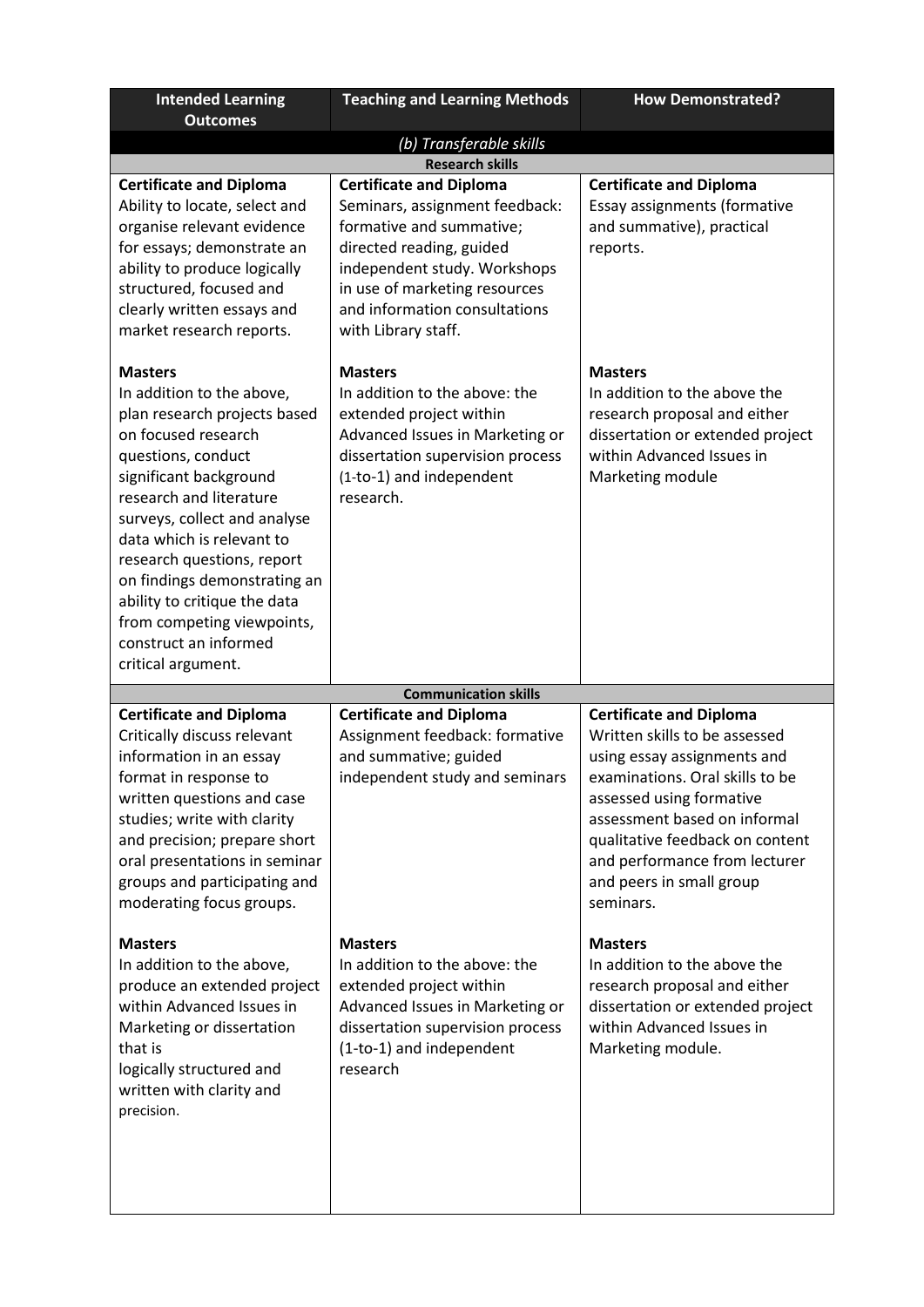| Intended Learning Outcomes | Teaching and Learning Methods | How Demonstrated? |
|---|---|---|
| *(b) Transferable skills* | | |
| **Research skills** | | |
| **Certificate and Diploma**<br>Ability to locate, select and organise relevant evidence for essays; demonstrate an ability to produce logically structured, focused and clearly written essays and market research reports.<br><br>**Masters**<br>In addition to the above, plan research projects based on focused research questions, conduct significant background research and literature surveys, collect and analyse data which is relevant to research questions, report on findings demonstrating an ability to critique the data from competing viewpoints, construct an informed critical argument. | **Certificate and Diploma**<br>Seminars, assignment feedback: formative and summative; directed reading, guided independent study. Workshops in use of marketing resources and information consultations with Library staff.<br><br>**Masters**<br>In addition to the above: the extended project within Advanced Issues in Marketing or dissertation supervision process (1-to-1) and independent research. | **Certificate and Diploma**<br>Essay assignments (formative and summative), practical reports.<br><br>**Masters**<br>In addition to the above the research proposal and either dissertation or extended project within Advanced Issues in Marketing module |
| **Communication skills** | | |
| **Certificate and Diploma**<br>Critically discuss relevant information in an essay format in response to written questions and case studies; write with clarity and precision; prepare short oral presentations in seminar groups and participating and moderating focus groups.<br><br>**Masters**<br>In addition to the above, produce an extended project within Advanced Issues in Marketing or dissertation that is logically structured and written with clarity and precision. | **Certificate and Diploma**<br>Assignment feedback: formative and summative; guided independent study and seminars<br><br>**Masters**<br>In addition to the above: the extended project within Advanced Issues in Marketing or dissertation supervision process (1-to-1) and independent research | **Certificate and Diploma**<br>Written skills to be assessed using essay assignments and examinations. Oral skills to be assessed using formative assessment based on informal qualitative feedback on content and performance from lecturer and peers in small group seminars.<br><br>**Masters**<br>In addition to the above the research proposal and either dissertation or extended project within Advanced Issues in Marketing module. |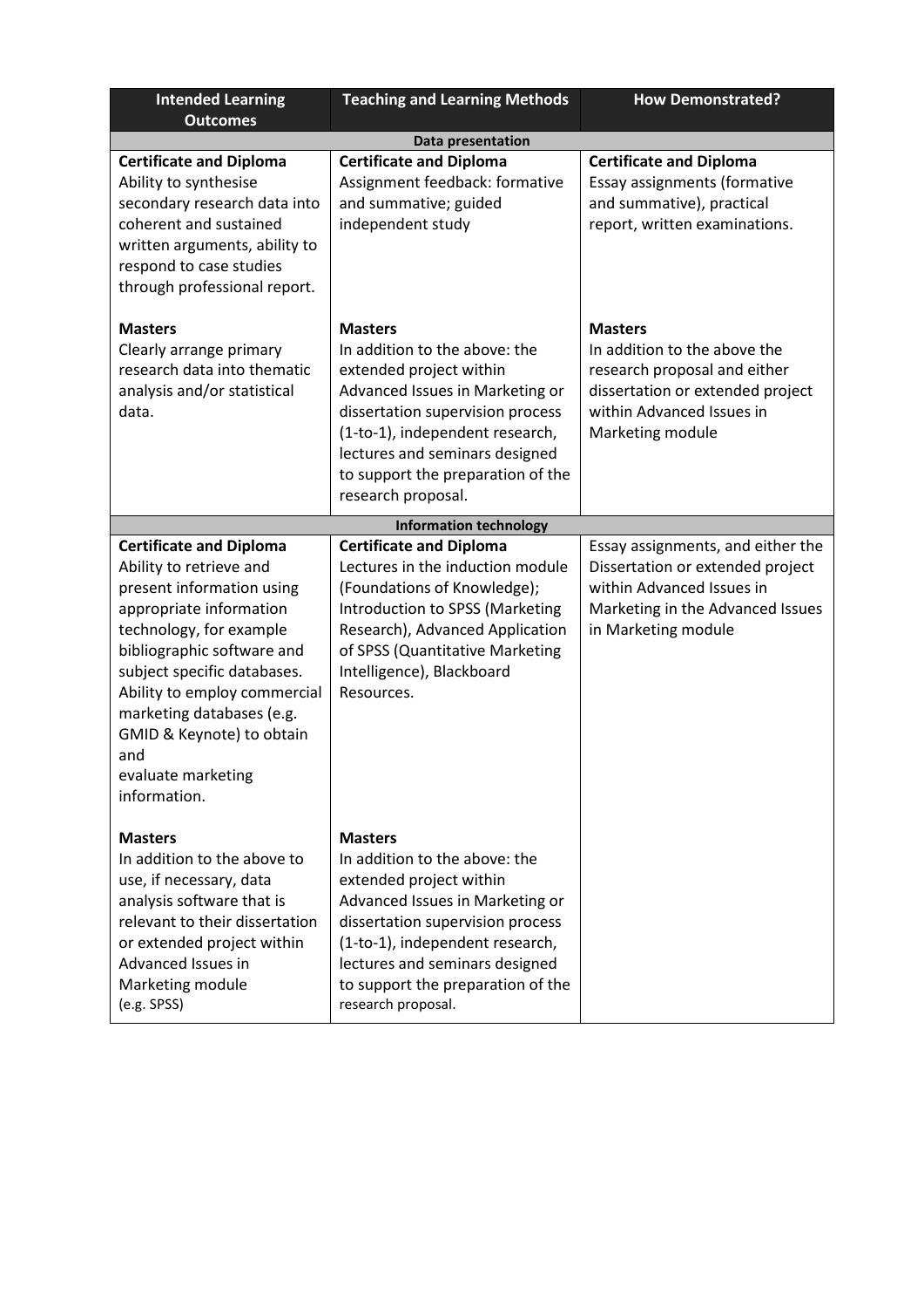| Intended Learning Outcomes | Teaching and Learning Methods | How Demonstrated? |
|---|---|---|
| **Data presentation** | | |
| **Certificate and Diploma** Ability to synthesise secondary research data into coherent and sustained written arguments, ability to respond to case studies through professional report. | **Certificate and Diploma** Assignment feedback: formative and summative; guided independent study | **Certificate and Diploma** Essay assignments (formative and summative), practical report, written examinations. |
| **Masters** Clearly arrange primary research data into thematic analysis and/or statistical data. | **Masters** In addition to the above: the extended project within Advanced Issues in Marketing or dissertation supervision process (1-to-1), independent research, lectures and seminars designed to support the preparation of the research proposal. | **Masters** In addition to the above the research proposal and either dissertation or extended project within Advanced Issues in Marketing module |
| **Information technology** | | |
| **Certificate and Diploma** Ability to retrieve and present information using appropriate information technology, for example bibliographic software and subject specific databases. Ability to employ commercial marketing databases (e.g. GMID & Keynote) to obtain and evaluate marketing information. | **Certificate and Diploma** Lectures in the induction module (Foundations of Knowledge); Introduction to SPSS (Marketing Research), Advanced Application of SPSS (Quantitative Marketing Intelligence), Blackboard Resources. | Essay assignments, and either the Dissertation or extended project within Advanced Issues in Marketing in the Advanced Issues in Marketing module |
| **Masters** In addition to the above to use, if necessary, data analysis software that is relevant to their dissertation or extended project within Advanced Issues in Marketing module (e.g. SPSS) | **Masters** In addition to the above: the extended project within Advanced Issues in Marketing or dissertation supervision process (1-to-1), independent research, lectures and seminars designed to support the preparation of the research proposal. | |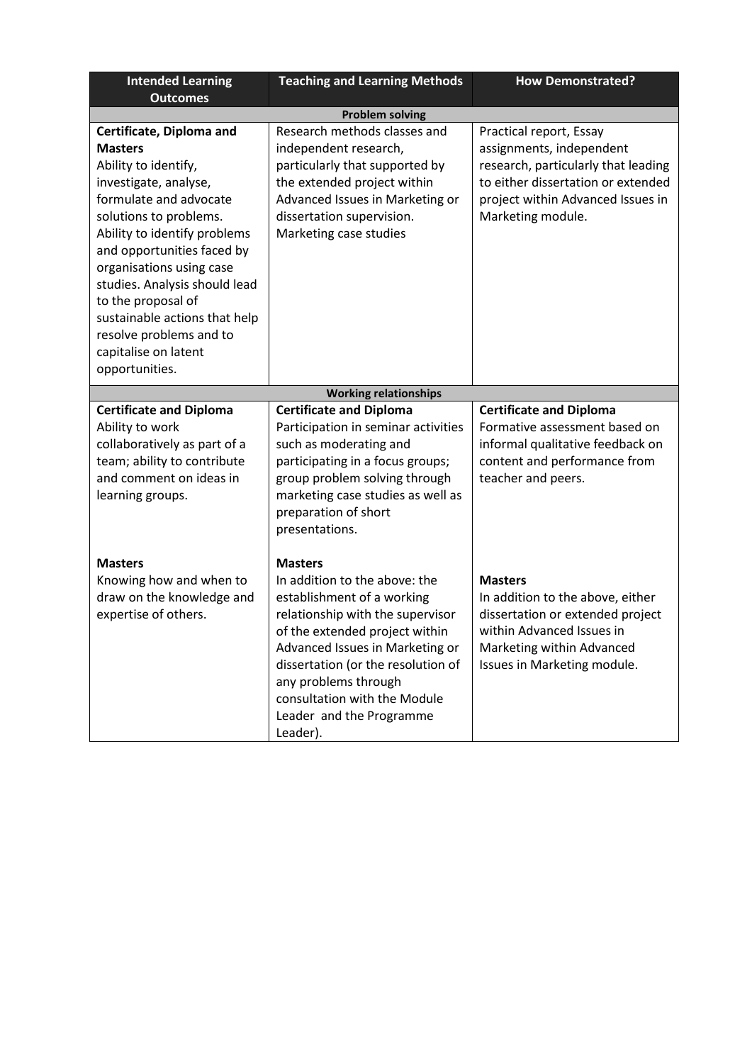| Intended Learning Outcomes | Teaching and Learning Methods | How Demonstrated? |
|---|---|---|
| **Problem solving** | | |
| **Certificate, Diploma and Masters**<br>Ability to identify, investigate, analyse, formulate and advocate solutions to problems.<br>Ability to identify problems and opportunities faced by organisations using case studies. Analysis should lead to the proposal of sustainable actions that help resolve problems and to capitalise on latent opportunities. | Research methods classes and independent research, particularly that supported by the extended project within Advanced Issues in Marketing or dissertation supervision.<br>Marketing case studies | Practical report, Essay assignments, independent research, particularly that leading to either dissertation or extended project within Advanced Issues in Marketing module. |
| **Working relationships** | | |
| **Certificate and Diploma**<br>Ability to work collaboratively as part of a team; ability to contribute and comment on ideas in learning groups. | **Certificate and Diploma**<br>Participation in seminar activities such as moderating and participating in a focus groups; group problem solving through marketing case studies as well as preparation of short presentations. | **Certificate and Diploma**<br>Formative assessment based on informal qualitative feedback on content and performance from teacher and peers. |
| **Masters**<br>Knowing how and when to draw on the knowledge and expertise of others. | **Masters**<br>In addition to the above: the establishment of a working relationship with the supervisor of the extended project within Advanced Issues in Marketing or dissertation (or the resolution of any problems through consultation with the Module Leader and the Programme Leader). | **Masters**<br>In addition to the above, either dissertation or extended project within Advanced Issues in Marketing within Advanced Issues in Marketing module. |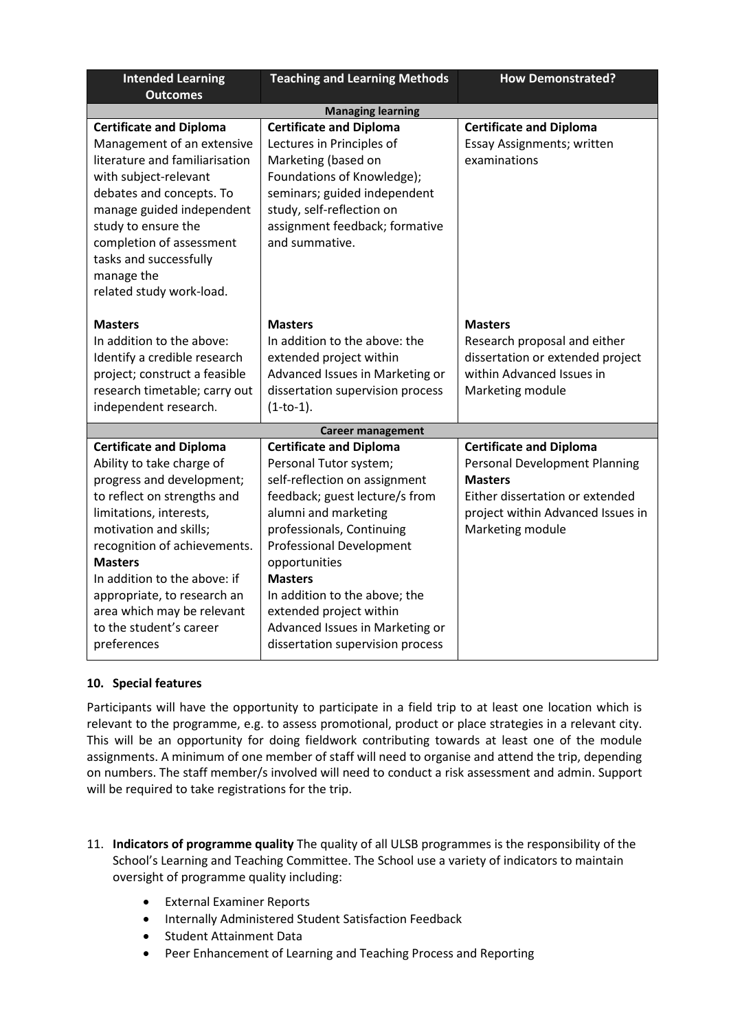| Intended Learning Outcomes | Teaching and Learning Methods | How Demonstrated? |
|---|---|---|
| **Managing learning** | | |
| **Certificate and Diploma**<br>Management of an extensive literature and familiarisation with subject-relevant debates and concepts. To manage guided independent study to ensure the completion of assessment tasks and successfully manage the related study work-load.<br><br>**Masters**<br>In addition to the above: Identify a credible research project; construct a feasible research timetable; carry out independent research. | **Certificate and Diploma**<br>Lectures in Principles of Marketing (based on Foundations of Knowledge); seminars; guided independent study, self-reflection on assignment feedback; formative and summative.<br><br>**Masters**<br>In addition to the above: the extended project within Advanced Issues in Marketing or dissertation supervision process (1-to-1). | **Certificate and Diploma**<br>Essay Assignments; written examinations<br><br>**Masters**<br>Research proposal and either dissertation or extended project within Advanced Issues in Marketing module |
| **Career management** | | |
| **Certificate and Diploma**<br>Ability to take charge of progress and development; to reflect on strengths and limitations, interests, motivation and skills; recognition of achievements.<br>**Masters**<br>In addition to the above: if appropriate, to research an area which may be relevant to the student's career preferences | **Certificate and Diploma**<br>Personal Tutor system; self-reflection on assignment feedback; guest lecture/s from alumni and marketing professionals, Continuing Professional Development opportunities<br>**Masters**<br>In addition to the above; the extended project within Advanced Issues in Marketing or dissertation supervision process | **Certificate and Diploma**<br>Personal Development Planning<br>**Masters**<br>Either dissertation or extended project within Advanced Issues in Marketing module |

## 10. Special features

Participants will have the opportunity to participate in a field trip to at least one location which is relevant to the programme, e.g. to assess promotional, product or place strategies in a relevant city. This will be an opportunity for doing fieldwork contributing towards at least one of the module assignments. A minimum of one member of staff will need to organise and attend the trip, depending on numbers. The staff member/s involved will need to conduct a risk assessment and admin. Support will be required to take registrations for the trip.

11. **Indicators of programme quality** The quality of all ULSB programmes is the responsibility of the School's Learning and Teaching Committee. The School use a variety of indicators to maintain oversight of programme quality including:

    - External Examiner Reports
    - Internally Administered Student Satisfaction Feedback
    - Student Attainment Data
    - Peer Enhancement of Learning and Teaching Process and Reporting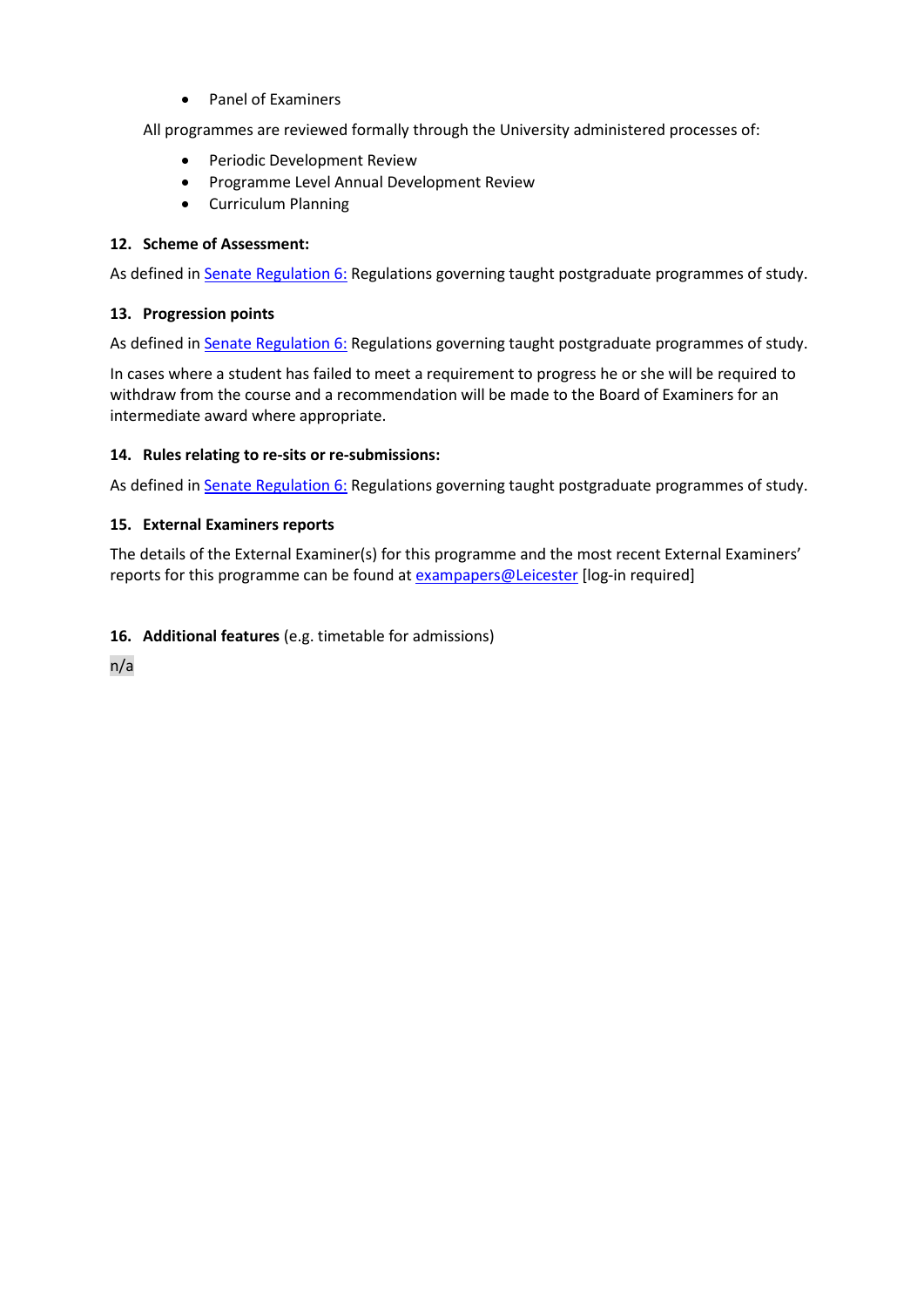- Panel of Examiners

All programmes are reviewed formally through the University administered processes of:

- Periodic Development Review
- Programme Level Annual Development Review
- Curriculum Planning

### 12. Scheme of Assessment:

As defined in [Senate Regulation 6:](#) Regulations governing taught postgraduate programmes of study.

### 13. Progression points

As defined in [Senate Regulation 6:](#) Regulations governing taught postgraduate programmes of study.

In cases where a student has failed to meet a requirement to progress he or she will be required to withdraw from the course and a recommendation will be made to the Board of Examiners for an intermediate award where appropriate.

### 14. Rules relating to re-sits or re-submissions:

As defined in [Senate Regulation 6:](#) Regulations governing taught postgraduate programmes of study.

### 15. External Examiners reports

The details of the External Examiner(s) for this programme and the most recent External Examiners' reports for this programme can be found at [exampapers@Leicester](#) [log-in required]

### 16. Additional features (e.g. timetable for admissions)

n/a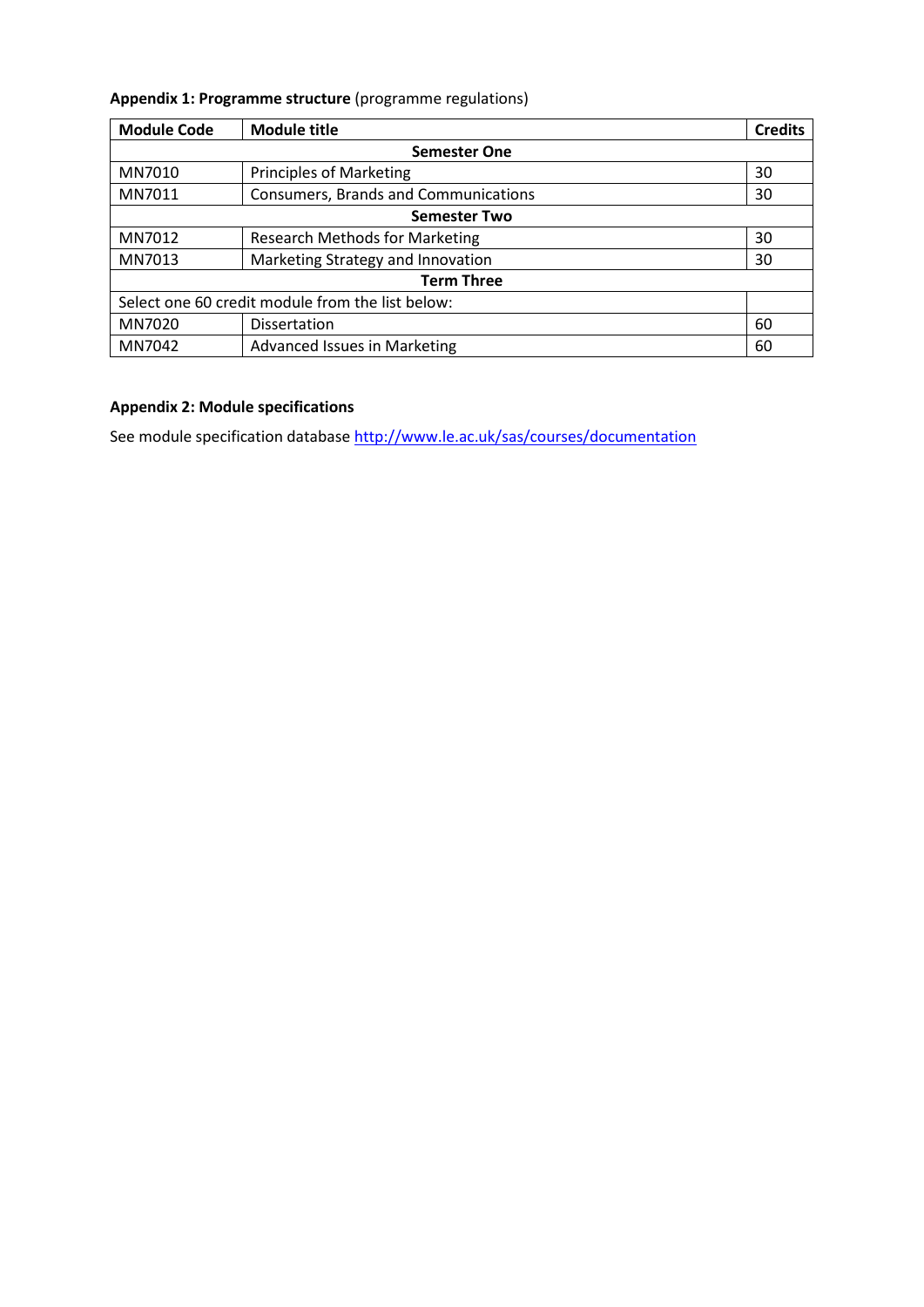**Appendix 1: Programme structure** (programme regulations)

| Module Code | Module title | Credits |
|---|---|---|
| **Semester One** | | |
| MN7010 | Principles of Marketing | 30 |
| MN7011 | Consumers, Brands and Communications | 30 |
| **Semester Two** | | |
| MN7012 | Research Methods for Marketing | 30 |
| MN7013 | Marketing Strategy and Innovation | 30 |
| **Term Three** | | |
| Select one 60 credit module from the list below: | | |
| MN7020 | Dissertation | 60 |
| MN7042 | Advanced Issues in Marketing | 60 |

**Appendix 2: Module specifications**

See module specification database http://www.le.ac.uk/sas/courses/documentation